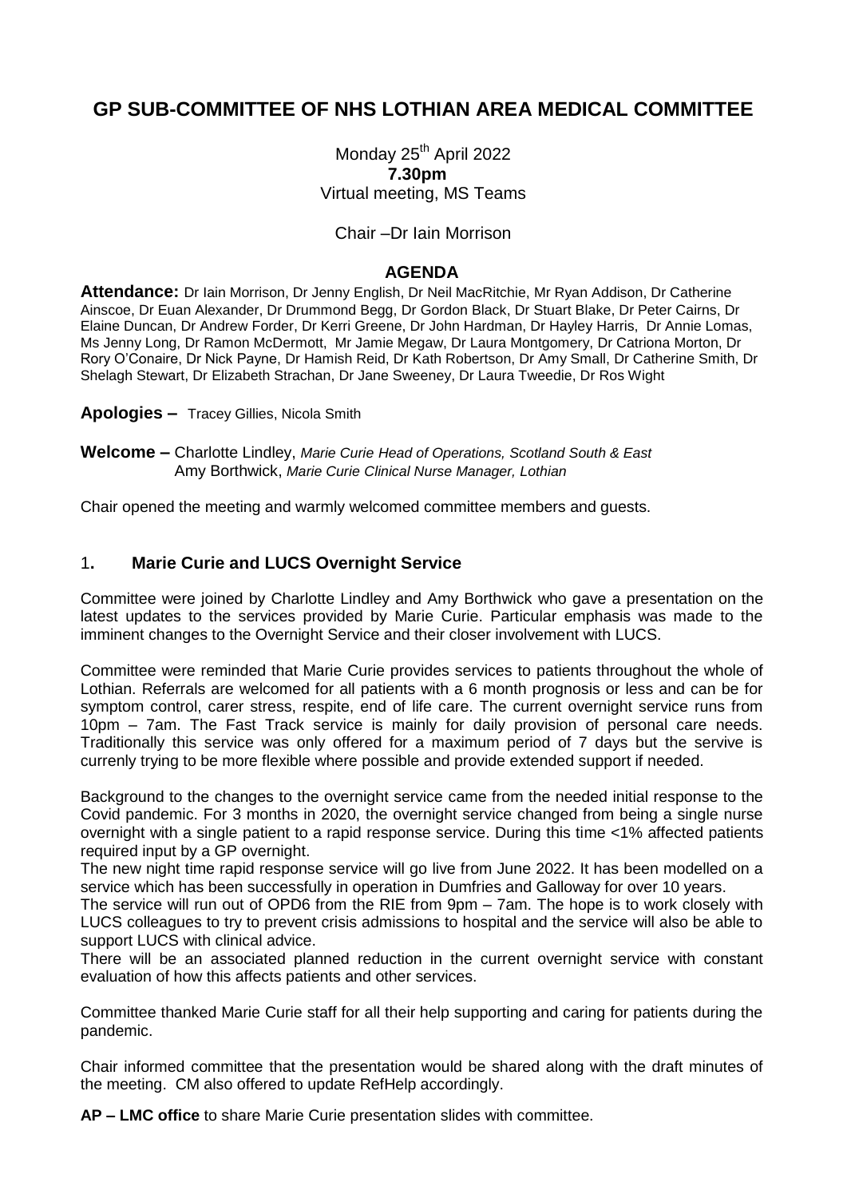# GP SUB-COMMITTEE OF NHS LOTHIAN AREA MEDICAL COMMITTEE

Monday 25th April 2022
**7.30pm**
Virtual meeting, MS Teams

Chair –Dr Iain Morrison

## AGENDA

**Attendance:** Dr Iain Morrison, Dr Jenny English, Dr Neil MacRitchie, Mr Ryan Addison, Dr Catherine Ainscoe, Dr Euan Alexander, Dr Drummond Begg, Dr Gordon Black, Dr Stuart Blake, Dr Peter Cairns, Dr Elaine Duncan, Dr Andrew Forder, Dr Kerri Greene, Dr John Hardman, Dr Hayley Harris, Dr Annie Lomas, Ms Jenny Long, Dr Ramon McDermott, Mr Jamie Megaw, Dr Laura Montgomery, Dr Catriona Morton, Dr Rory O'Conaire, Dr Nick Payne, Dr Hamish Reid, Dr Kath Robertson, Dr Amy Small, Dr Catherine Smith, Dr Shelagh Stewart, Dr Elizabeth Strachan, Dr Jane Sweeney, Dr Laura Tweedie, Dr Ros Wight

**Apologies –** Tracey Gillies, Nicola Smith

**Welcome –** Charlotte Lindley, *Marie Curie Head of Operations, Scotland South & East*
Amy Borthwick, *Marie Curie Clinical Nurse Manager, Lothian*

Chair opened the meeting and warmly welcomed committee members and guests.

## 1. Marie Curie and LUCS Overnight Service

Committee were joined by Charlotte Lindley and Amy Borthwick who gave a presentation on the latest updates to the services provided by Marie Curie. Particular emphasis was made to the imminent changes to the Overnight Service and their closer involvement with LUCS.

Committee were reminded that Marie Curie provides services to patients throughout the whole of Lothian. Referrals are welcomed for all patients with a 6 month prognosis or less and can be for symptom control, carer stress, respite, end of life care. The current overnight service runs from 10pm – 7am. The Fast Track service is mainly for daily provision of personal care needs. Traditionally this service was only offered for a maximum period of 7 days but the servive is currenly trying to be more flexible where possible and provide extended support if needed.

Background to the changes to the overnight service came from the needed initial response to the Covid pandemic. For 3 months in 2020, the overnight service changed from being a single nurse overnight with a single patient to a rapid response service. During this time <1% affected patients required input by a GP overnight.

The new night time rapid response service will go live from June 2022. It has been modelled on a service which has been successfully in operation in Dumfries and Galloway for over 10 years.

The service will run out of OPD6 from the RIE from 9pm – 7am. The hope is to work closely with LUCS colleagues to try to prevent crisis admissions to hospital and the service will also be able to support LUCS with clinical advice.

There will be an associated planned reduction in the current overnight service with constant evaluation of how this affects patients and other services.

Committee thanked Marie Curie staff for all their help supporting and caring for patients during the pandemic.

Chair informed committee that the presentation would be shared along with the draft minutes of the meeting. CM also offered to update RefHelp accordingly.

**AP – LMC office** to share Marie Curie presentation slides with committee.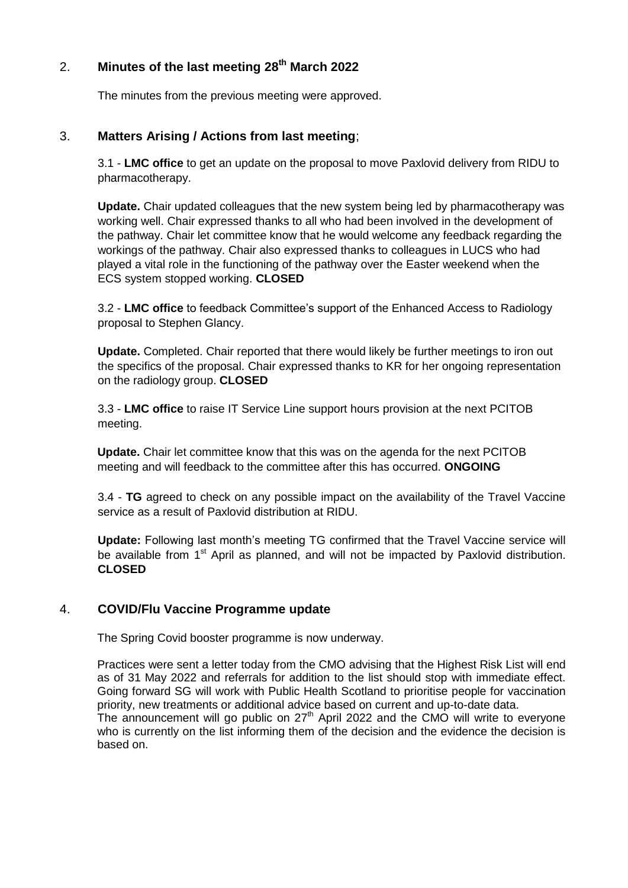## 2. Minutes of the last meeting 28th March 2022

The minutes from the previous meeting were approved.

## 3. Matters Arising / Actions from last meeting;

3.1 - **LMC office** to get an update on the proposal to move Paxlovid delivery from RIDU to pharmacotherapy.

**Update.** Chair updated colleagues that the new system being led by pharmacotherapy was working well. Chair expressed thanks to all who had been involved in the development of the pathway. Chair let committee know that he would welcome any feedback regarding the workings of the pathway. Chair also expressed thanks to colleagues in LUCS who had played a vital role in the functioning of the pathway over the Easter weekend when the ECS system stopped working. **CLOSED**

3.2 - **LMC office** to feedback Committee's support of the Enhanced Access to Radiology proposal to Stephen Glancy.

**Update.** Completed. Chair reported that there would likely be further meetings to iron out the specifics of the proposal. Chair expressed thanks to KR for her ongoing representation on the radiology group. **CLOSED**

3.3 - **LMC office** to raise IT Service Line support hours provision at the next PCITOB meeting.

**Update.** Chair let committee know that this was on the agenda for the next PCITOB meeting and will feedback to the committee after this has occurred. **ONGOING**

3.4 - **TG** agreed to check on any possible impact on the availability of the Travel Vaccine service as a result of Paxlovid distribution at RIDU.

**Update:** Following last month's meeting TG confirmed that the Travel Vaccine service will be available from 1st April as planned, and will not be impacted by Paxlovid distribution. **CLOSED**

## 4. COVID/Flu Vaccine Programme update

The Spring Covid booster programme is now underway.

Practices were sent a letter today from the CMO advising that the Highest Risk List will end as of 31 May 2022 and referrals for addition to the list should stop with immediate effect. Going forward SG will work with Public Health Scotland to prioritise people for vaccination priority, new treatments or additional advice based on current and up-to-date data.
The announcement will go public on 27th April 2022 and the CMO will write to everyone who is currently on the list informing them of the decision and the evidence the decision is based on.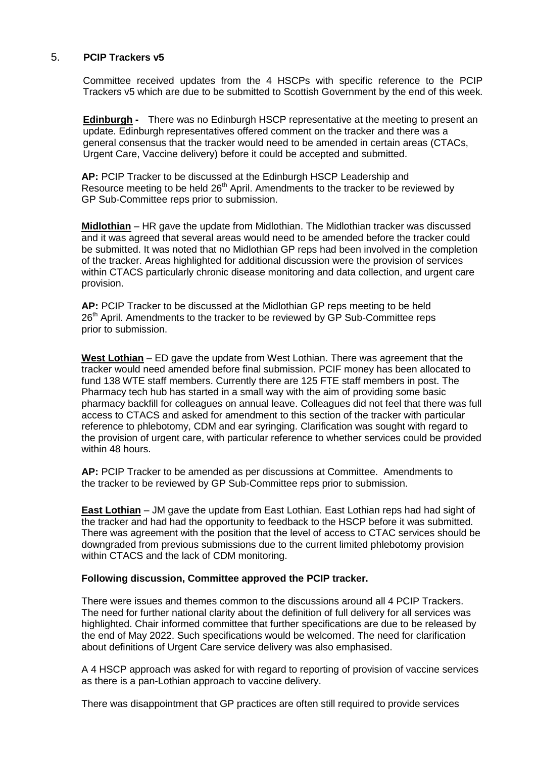## 5. **PCIP Trackers v5**

Committee received updates from the 4 HSCPs with specific reference to the PCIP Trackers v5 which are due to be submitted to Scottish Government by the end of this week.

**Edinburgh -** There was no Edinburgh HSCP representative at the meeting to present an update. Edinburgh representatives offered comment on the tracker and there was a general consensus that the tracker would need to be amended in certain areas (CTACs, Urgent Care, Vaccine delivery) before it could be accepted and submitted.

**AP:** PCIP Tracker to be discussed at the Edinburgh HSCP Leadership and Resource meeting to be held 26th April. Amendments to the tracker to be reviewed by GP Sub-Committee reps prior to submission.

**Midlothian** – HR gave the update from Midlothian. The Midlothian tracker was discussed and it was agreed that several areas would need to be amended before the tracker could be submitted. It was noted that no Midlothian GP reps had been involved in the completion of the tracker. Areas highlighted for additional discussion were the provision of services within CTACS particularly chronic disease monitoring and data collection, and urgent care provision.

**AP:** PCIP Tracker to be discussed at the Midlothian GP reps meeting to be held 26th April. Amendments to the tracker to be reviewed by GP Sub-Committee reps prior to submission.

**West Lothian** – ED gave the update from West Lothian. There was agreement that the tracker would need amended before final submission. PCIF money has been allocated to fund 138 WTE staff members. Currently there are 125 FTE staff members in post. The Pharmacy tech hub has started in a small way with the aim of providing some basic pharmacy backfill for colleagues on annual leave. Colleagues did not feel that there was full access to CTACS and asked for amendment to this section of the tracker with particular reference to phlebotomy, CDM and ear syringing. Clarification was sought with regard to the provision of urgent care, with particular reference to whether services could be provided within 48 hours.

**AP:** PCIP Tracker to be amended as per discussions at Committee. Amendments to the tracker to be reviewed by GP Sub-Committee reps prior to submission.

**East Lothian** – JM gave the update from East Lothian. East Lothian reps had had sight of the tracker and had had the opportunity to feedback to the HSCP before it was submitted. There was agreement with the position that the level of access to CTAC services should be downgraded from previous submissions due to the current limited phlebotomy provision within CTACS and the lack of CDM monitoring.

**Following discussion, Committee approved the PCIP tracker.**

There were issues and themes common to the discussions around all 4 PCIP Trackers. The need for further national clarity about the definition of full delivery for all services was highlighted. Chair informed committee that further specifications are due to be released by the end of May 2022. Such specifications would be welcomed. The need for clarification about definitions of Urgent Care service delivery was also emphasised.

A 4 HSCP approach was asked for with regard to reporting of provision of vaccine services as there is a pan-Lothian approach to vaccine delivery.

There was disappointment that GP practices are often still required to provide services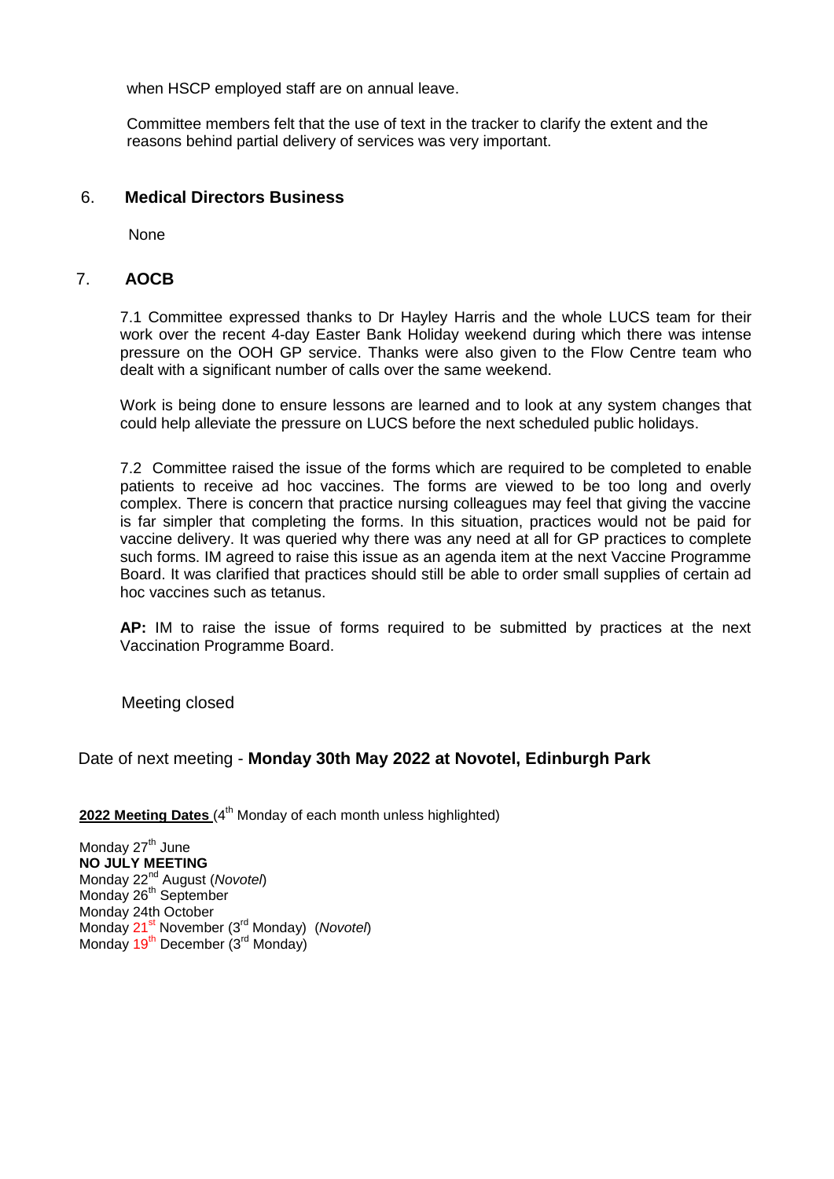when HSCP employed staff are on annual leave.

Committee members felt that the use of text in the tracker to clarify the extent and the reasons behind partial delivery of services was very important.

## 6. Medical Directors Business

None

## 7. AOCB

7.1 Committee expressed thanks to Dr Hayley Harris and the whole LUCS team for their work over the recent 4-day Easter Bank Holiday weekend during which there was intense pressure on the OOH GP service. Thanks were also given to the Flow Centre team who dealt with a significant number of calls over the same weekend.

Work is being done to ensure lessons are learned and to look at any system changes that could help alleviate the pressure on LUCS before the next scheduled public holidays.

7.2 Committee raised the issue of the forms which are required to be completed to enable patients to receive ad hoc vaccines. The forms are viewed to be too long and overly complex. There is concern that practice nursing colleagues may feel that giving the vaccine is far simpler that completing the forms. In this situation, practices would not be paid for vaccine delivery. It was queried why there was any need at all for GP practices to complete such forms. IM agreed to raise this issue as an agenda item at the next Vaccine Programme Board. It was clarified that practices should still be able to order small supplies of certain ad hoc vaccines such as tetanus.

**AP:** IM to raise the issue of forms required to be submitted by practices at the next Vaccination Programme Board.

Meeting closed

Date of next meeting - **Monday 30th May 2022 at Novotel, Edinburgh Park**

**2022 Meeting Dates** (4th Monday of each month unless highlighted)

Monday 27th June
**NO JULY MEETING**
Monday 22nd August (*Novotel*)
Monday 26th September
Monday 24th October
Monday 21st November (3rd Monday) (*Novotel*)
Monday 19th December (3rd Monday)